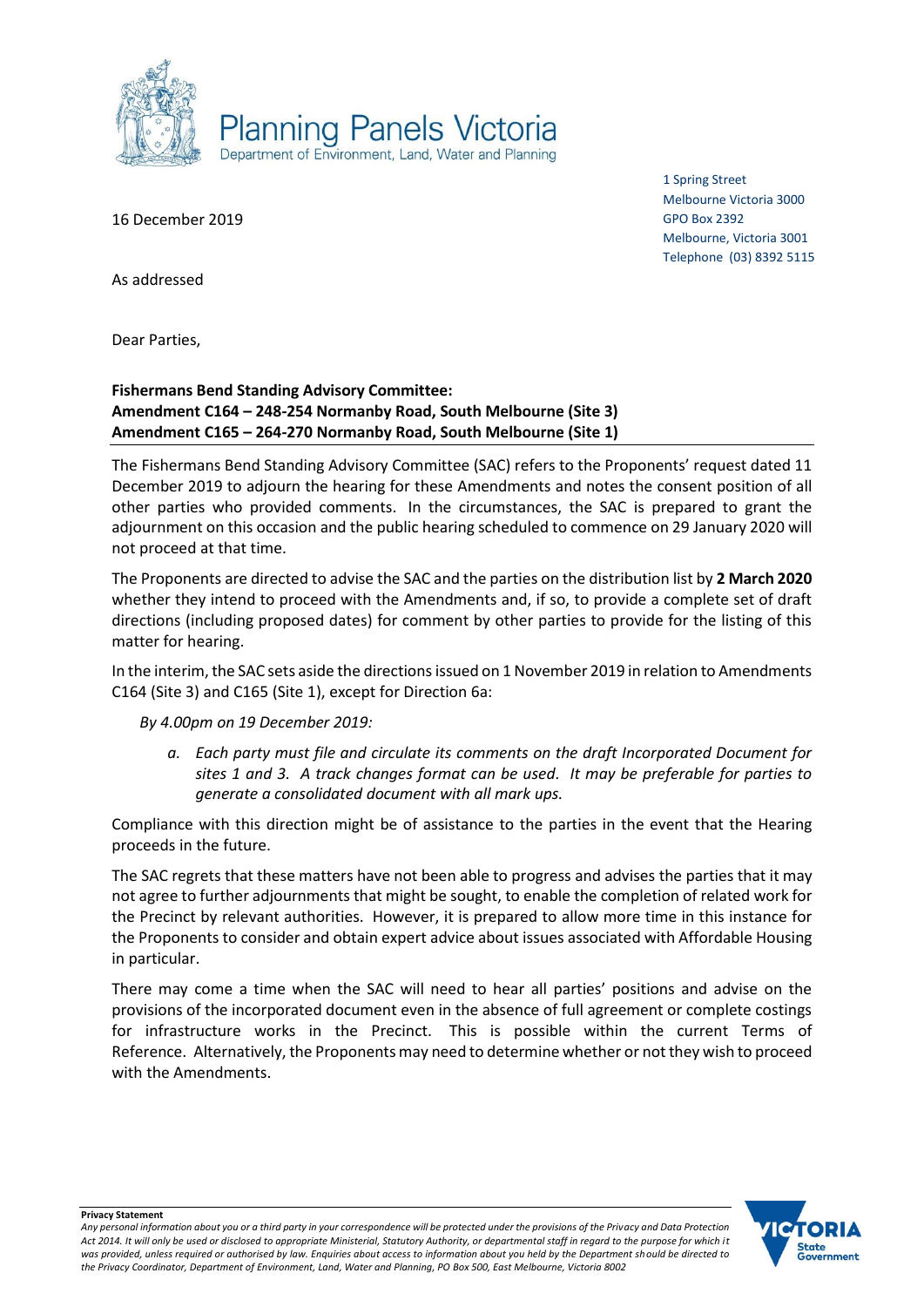Planning Panels Victoria
Department of Environment, Land, Water and Planning

1 Spring Street
Melbourne Victoria 3000
GPO Box 2392
Melbourne, Victoria 3001
Telephone (03) 8392 5115

16 December 2019

As addressed

Dear Parties,

**Fishermans Bend Standing Advisory Committee:**
**Amendment C164 – 248-254 Normanby Road, South Melbourne (Site 3)**
**Amendment C165 – 264-270 Normanby Road, South Melbourne (Site 1)**

The Fishermans Bend Standing Advisory Committee (SAC) refers to the Proponents' request dated 11 December 2019 to adjourn the hearing for these Amendments and notes the consent position of all other parties who provided comments. In the circumstances, the SAC is prepared to grant the adjournment on this occasion and the public hearing scheduled to commence on 29 January 2020 will not proceed at that time.

The Proponents are directed to advise the SAC and the parties on the distribution list by **2 March 2020** whether they intend to proceed with the Amendments and, if so, to provide a complete set of draft directions (including proposed dates) for comment by other parties to provide for the listing of this matter for hearing.

In the interim, the SAC sets aside the directions issued on 1 November 2019 in relation to Amendments C164 (Site 3) and C165 (Site 1), except for Direction 6a:

*By 4.00pm on 19 December 2019:*

*a. Each party must file and circulate its comments on the draft Incorporated Document for sites 1 and 3. A track changes format can be used. It may be preferable for parties to generate a consolidated document with all mark ups.*

Compliance with this direction might be of assistance to the parties in the event that the Hearing proceeds in the future.

The SAC regrets that these matters have not been able to progress and advises the parties that it may not agree to further adjournments that might be sought, to enable the completion of related work for the Precinct by relevant authorities. However, it is prepared to allow more time in this instance for the Proponents to consider and obtain expert advice about issues associated with Affordable Housing in particular.

There may come a time when the SAC will need to hear all parties' positions and advise on the provisions of the incorporated document even in the absence of full agreement or complete costings for infrastructure works in the Precinct. This is possible within the current Terms of Reference. Alternatively, the Proponents may need to determine whether or not they wish to proceed with the Amendments.

**Privacy Statement**
*Any personal information about you or a third party in your correspondence will be protected under the provisions of the Privacy and Data Protection Act 2014. It will only be used or disclosed to appropriate Ministerial, Statutory Authority, or departmental staff in regard to the purpose for which it was provided, unless required or authorised by law. Enquiries about access to information about you held by the Department should be directed to the Privacy Coordinator, Department of Environment, Land, Water and Planning, PO Box 500, East Melbourne, Victoria 8002*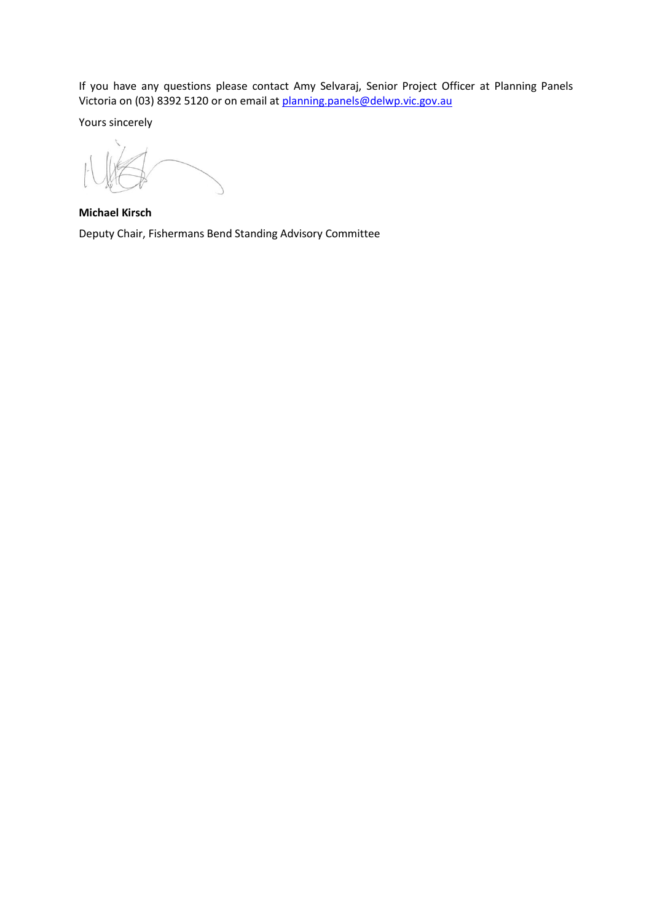If you have any questions please contact Amy Selvaraj, Senior Project Officer at Planning Panels Victoria on (03) 8392 5120 or on email at planning.panels@delwp.vic.gov.au

Yours sincerely

**Michael Kirsch**

Deputy Chair, Fishermans Bend Standing Advisory Committee